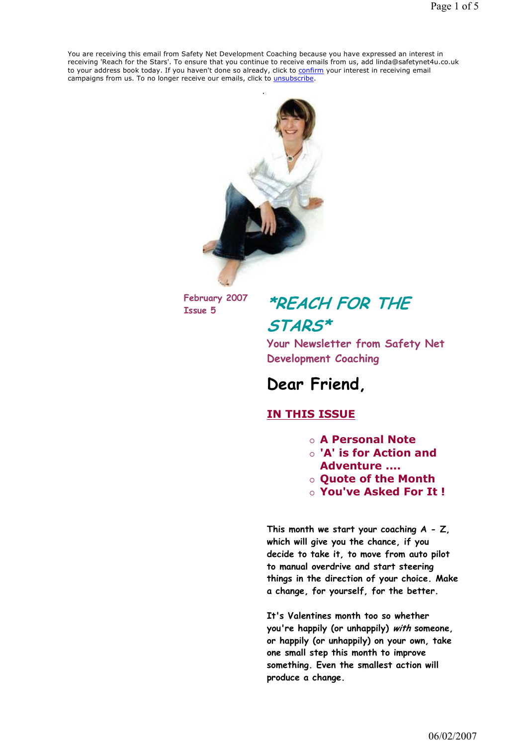You are receiving this email from Safety Net Development Coaching because you have expressed an interest in receiving 'Reach for the Stars'. To ensure that you continue to receive emails from us, add linda@safetynet4u.co.uk to your address book today. If you haven't done so already, click to confirm your interest in receiving email campaigns from us. To no longer receive our emails, click to unsubscribe.

February 2007
Issue 5

# *REACH FOR THE STARS*

## Your Newsletter from Safety Net Development Coaching

# Dear Friend,

## IN THIS ISSUE

- **A Personal Note**
- **'A' is for Action and Adventure ....**
- **Quote of the Month**
- **You've Asked For It !**

This month we start your coaching A - Z, which will give you the chance, if you decide to take it, to move from auto pilot to manual overdrive and start steering things in the direction of your choice. Make a change, for yourself, for the better.

It's Valentines month too so whether you're happily (or unhappily) *with* someone, or happily (or unhappily) on your own, take one small step this month to improve something. Even the smallest action will produce a change.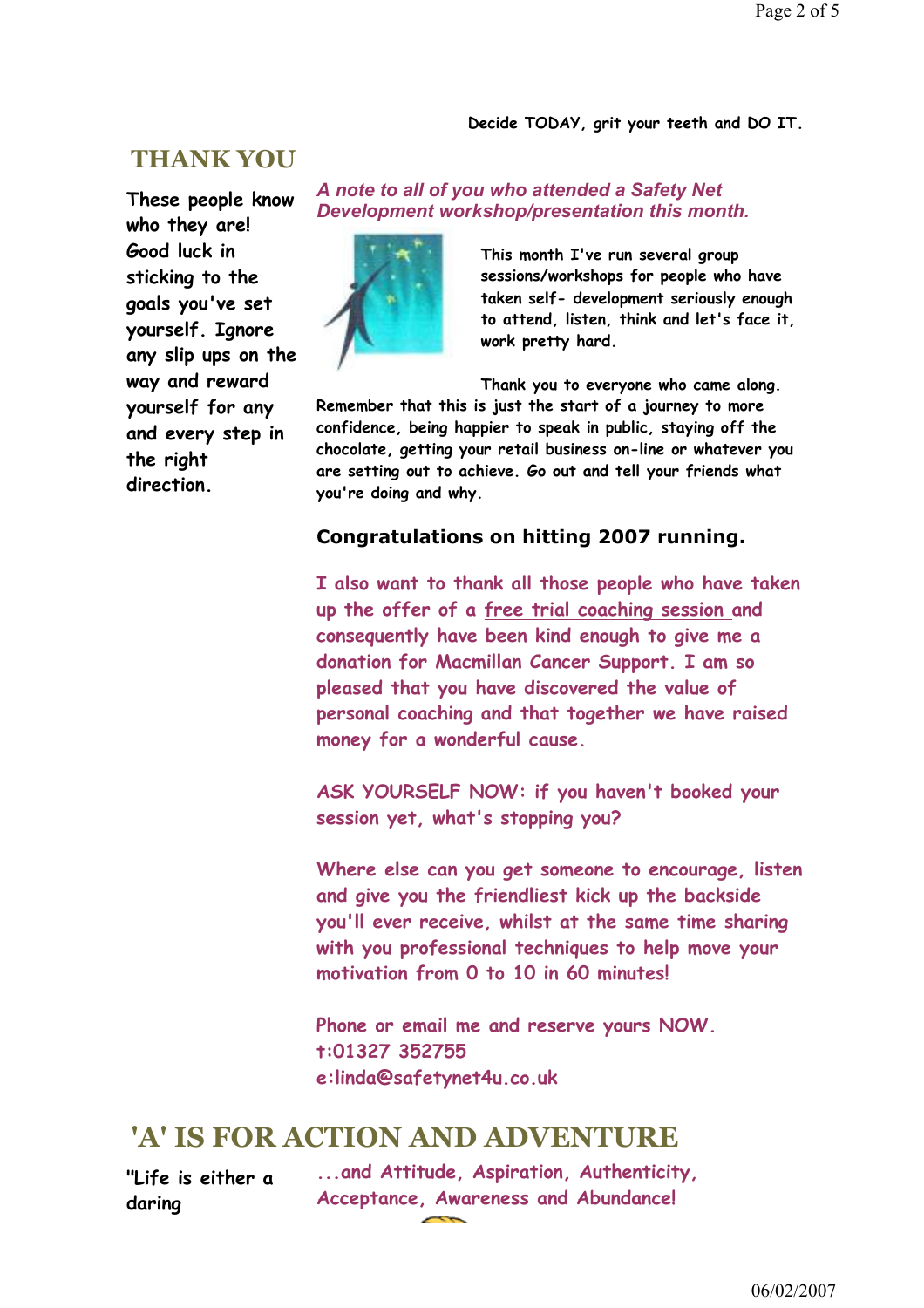Decide TODAY, grit your teeth and DO IT.

## THANK YOU

These people know who they are! Good luck in sticking to the goals you've set yourself. Ignore any slip ups on the way and reward yourself for any and every step in the right direction.

***A note to all of you who attended a Safety Net Development workshop/presentation this month.***

This month I've run several group sessions/workshops for people who have taken self- development seriously enough to attend, listen, think and let's face it, work pretty hard.

Thank you to everyone who came along. Remember that this is just the start of a journey to more confidence, being happier to speak in public, staying off the chocolate, getting your retail business on-line or whatever you are setting out to achieve. Go out and tell your friends what you're doing and why.

**Congratulations on hitting 2007 running.**

I also want to thank all those people who have taken up the offer of a free trial coaching session and consequently have been kind enough to give me a donation for Macmillan Cancer Support. I am so pleased that you have discovered the value of personal coaching and that together we have raised money for a wonderful cause.

ASK YOURSELF NOW: if you haven't booked your session yet, what's stopping you?

Where else can you get someone to encourage, listen and give you the friendliest kick up the backside you'll ever receive, whilst at the same time sharing with you professional techniques to help move your motivation from 0 to 10 in 60 minutes!

Phone or email me and reserve yours NOW.
t:01327 352755
e:linda@safetynet4u.co.uk

## 'A' IS FOR ACTION AND ADVENTURE

"Life is either a daring

...and Attitude, Aspiration, Authenticity, Acceptance, Awareness and Abundance!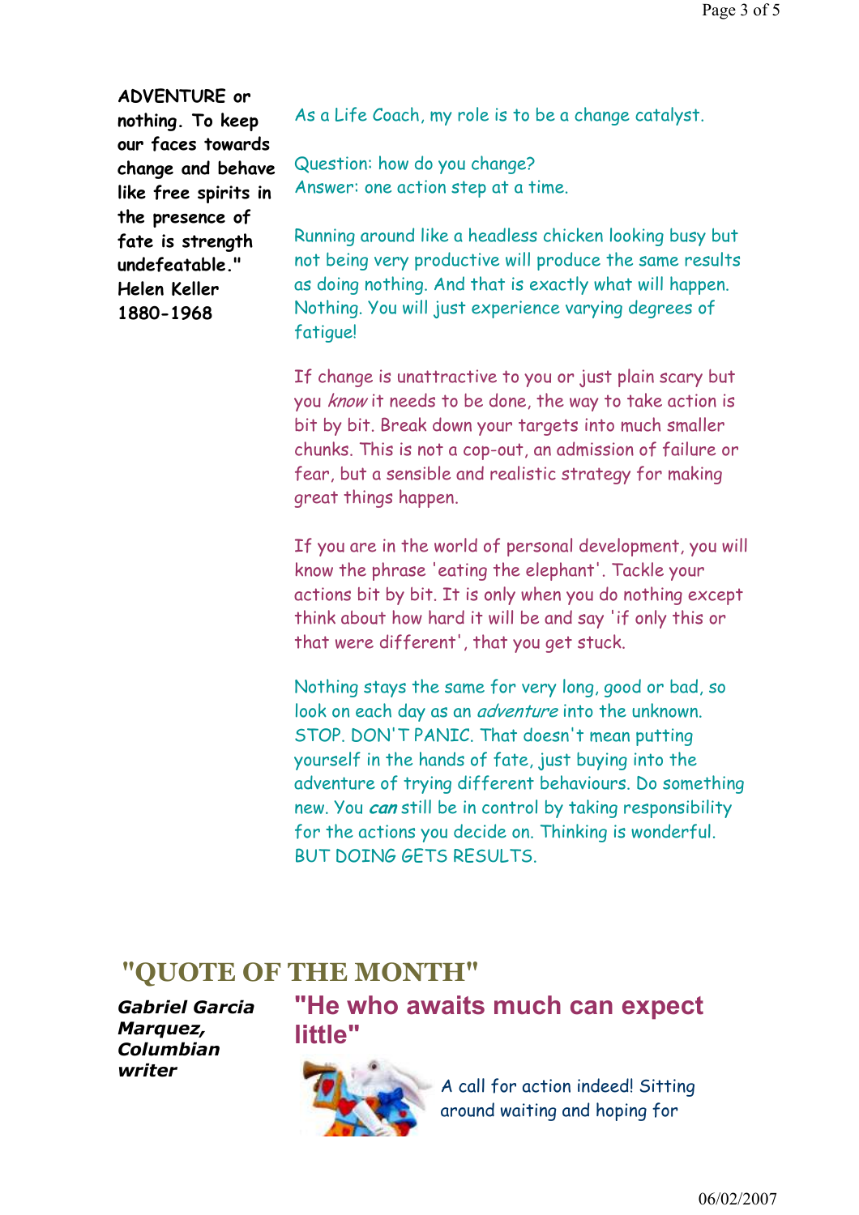**ADVENTURE or nothing. To keep our faces towards change and behave like free spirits in the presence of fate is strength undefeatable." Helen Keller 1880-1968**

As a Life Coach, my role is to be a change catalyst.

Question: how do you change?
Answer: one action step at a time.

Running around like a headless chicken looking busy but not being very productive will produce the same results as doing nothing. And that is exactly what will happen. Nothing. You will just experience varying degrees of fatigue!

If change is unattractive to you or just plain scary but you *know* it needs to be done, the way to take action is bit by bit. Break down your targets into much smaller chunks. This is not a cop-out, an admission of failure or fear, but a sensible and realistic strategy for making great things happen.

If you are in the world of personal development, you will know the phrase 'eating the elephant'. Tackle your actions bit by bit. It is only when you do nothing except think about how hard it will be and say 'if only this or that were different', that you get stuck.

Nothing stays the same for very long, good or bad, so look on each day as an *adventure* into the unknown. STOP. DON'T PANIC. That doesn't mean putting yourself in the hands of fate, just buying into the adventure of trying different behaviours. Do something new. You ***can*** still be in control by taking responsibility for the actions you decide on. Thinking is wonderful. BUT DOING GETS RESULTS.

## "QUOTE OF THE MONTH"

***Gabriel Garcia Marquez, Columbian writer***

### "He who awaits much can expect little"

A call for action indeed! Sitting around waiting and hoping for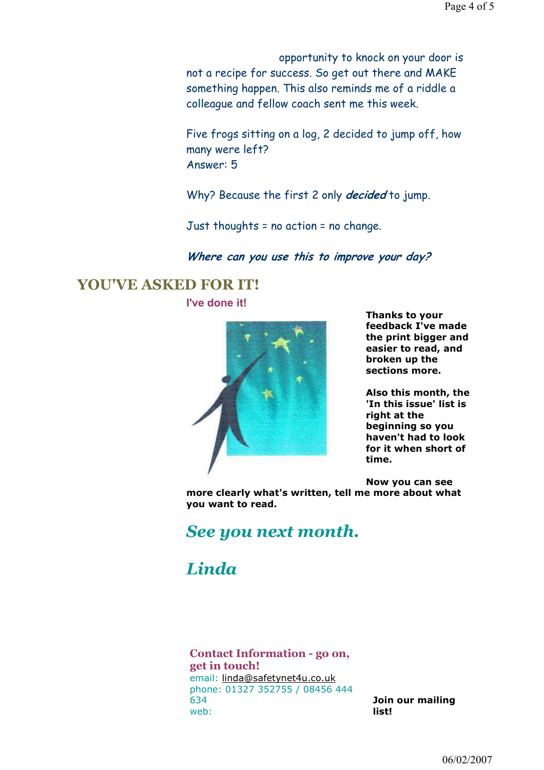opportunity to knock on your door is not a recipe for success. So get out there and MAKE something happen. This also reminds me of a riddle a colleague and fellow coach sent me this week.

Five frogs sitting on a log, 2 decided to jump off, how many were left?
Answer: 5

Why? Because the first 2 only ***decided*** to jump.

Just thoughts = no action = no change.

***Where can you use this to improve your day?***

## YOU'VE ASKED FOR IT!

**I've done it!**

**Thanks to your feedback I've made the print bigger and easier to read, and broken up the sections more.**

**Also this month, the 'In this issue' list is right at the beginning so you haven't had to look for it when short of time.**

**Now you can see more clearly what's written, tell me more about what you want to read.**

***See you next month.***

***Linda***

**Contact Information - go on, get in touch!**
email: linda@safetynet4u.co.uk
phone: 01327 352755 / 08456 444 634
web:

**Join our mailing list!**

06/02/2007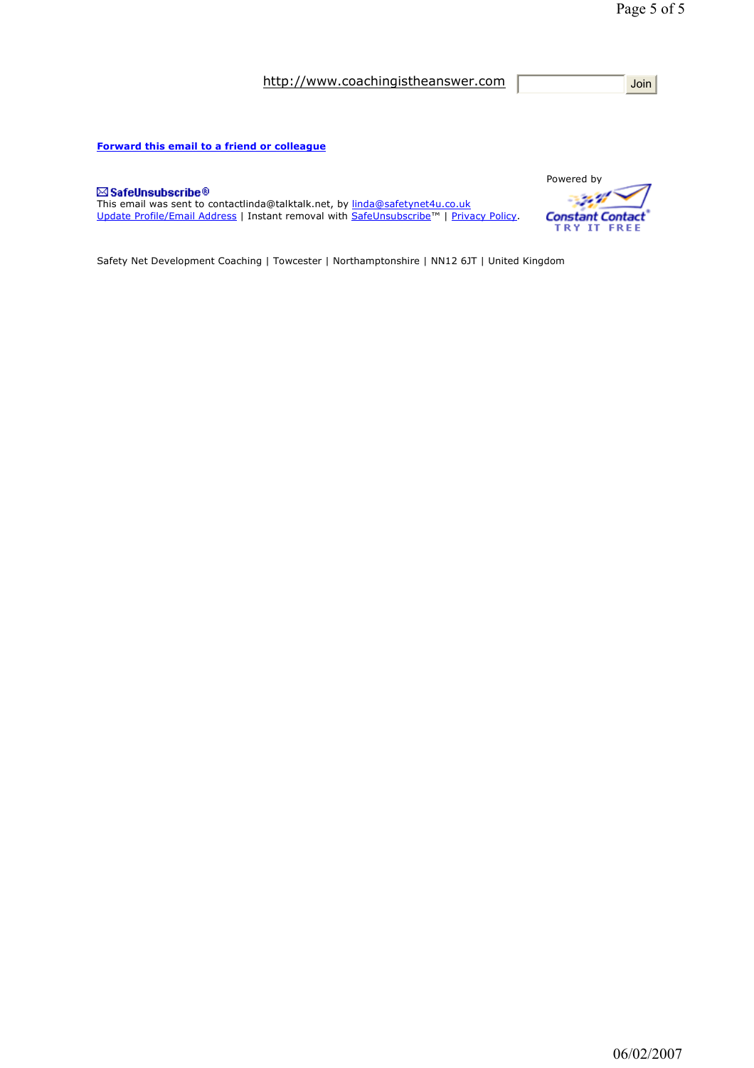http://www.coachingistheanswer.com Join

**Forward this email to a friend or colleague**

**SafeUnsubscribe®**
This email was sent to contactlinda@talktalk.net, by linda@safetynet4u.co.uk
Update Profile/Email Address | Instant removal with SafeUnsubscribe™ | Privacy Policy.

Powered by
Constant Contact®
TRY IT FREE

Safety Net Development Coaching | Towcester | Northamptonshire | NN12 6JT | United Kingdom